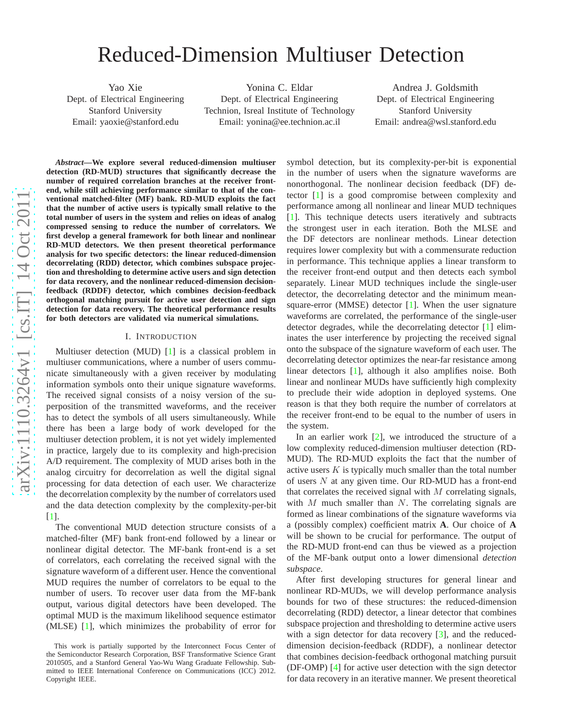# Reduced-Dimension Multiuser Detection

Yao Xie
Dept. of Electrical Engineering
Stanford University
Email: yaoxie@stanford.edu

Yonina C. Eldar
Dept. of Electrical Engineering
Technion, Isreal Institute of Technology
Email: yonina@ee.technion.ac.il

Andrea J. Goldsmith
Dept. of Electrical Engineering
Stanford University
Email: andrea@wsl.stanford.edu

***Abstract*—We explore several reduced-dimension multiuser detection (RD-MUD) structures that significantly decrease the number of required correlation branches at the receiver front-end, while still achieving performance similar to that of the conventional matched-filter (MF) bank. RD-MUD exploits the fact that the number of active users is typically small relative to the total number of users in the system and relies on ideas of analog compressed sensing to reduce the number of correlators. We first develop a general framework for both linear and nonlinear RD-MUD detectors. We then present theoretical performance analysis for two specific detectors: the linear reduced-dimension decorrelating (RDD) detector, which combines subspace projection and thresholding to determine active users and sign detection for data recovery, and the nonlinear reduced-dimension decision-feedback (RDDF) detector, which combines decision-feedback orthogonal matching pursuit for active user detection and sign detection for data recovery. The theoretical performance results for both detectors are validated via numerical simulations.**

## I. Introduction

Multiuser detection (MUD) [1] is a classical problem in multiuser communications, where a number of users communicate simultaneously with a given receiver by modulating information symbols onto their unique signature waveforms. The received signal consists of a noisy version of the superposition of the transmitted waveforms, and the receiver has to detect the symbols of all users simultaneously. While there has been a large body of work developed for the multiuser detection problem, it is not yet widely implemented in practice, largely due to its complexity and high-precision A/D requirement. The complexity of MUD arises both in the analog circuitry for decorrelation as well the digital signal processing for data detection of each user. We characterize the decorrelation complexity by the number of correlators used and the data detection complexity by the complexity-per-bit [1].

The conventional MUD detection structure consists of a matched-filter (MF) bank front-end followed by a linear or nonlinear digital detector. The MF-bank front-end is a set of correlators, each correlating the received signal with the signature waveform of a different user. Hence the conventional MUD requires the number of correlators to be equal to the number of users. To recover user data from the MF-bank output, various digital detectors have been developed. The optimal MUD is the maximum likelihood sequence estimator (MLSE) [1], which minimizes the probability of error for symbol detection, but its complexity-per-bit is exponential in the number of users when the signature waveforms are nonorthogonal. The nonlinear decision feedback (DF) detector [1] is a good compromise between complexity and performance among all nonlinear and linear MUD techniques [1]. This technique detects users iteratively and subtracts the strongest user in each iteration. Both the MLSE and the DF detectors are nonlinear methods. Linear detection requires lower complexity but with a commensurate reduction in performance. This technique applies a linear transform to the receiver front-end output and then detects each symbol separately. Linear MUD techniques include the single-user detector, the decorrelating detector and the minimum mean-square-error (MMSE) detector [1]. When the user signature waveforms are correlated, the performance of the single-user detector degrades, while the decorrelating detector [1] eliminates the user interference by projecting the received signal onto the subspace of the signature waveform of each user. The decorrelating detector optimizes the near-far resistance among linear detectors [1], although it also amplifies noise. Both linear and nonlinear MUDs have sufficiently high complexity to preclude their wide adoption in deployed systems. One reason is that they both require the number of correlators at the receiver front-end to be equal to the number of users in the system.

In an earlier work [2], we introduced the structure of a low complexity reduced-dimension multiuser detection (RD-MUD). The RD-MUD exploits the fact that the number of active users $K$ is typically much smaller than the total number of users $N$ at any given time. Our RD-MUD has a front-end that correlates the received signal with $M$ correlating signals, with $M$ much smaller than $N$. The correlating signals are formed as linear combinations of the signature waveforms via a (possibly complex) coefficient matrix $\mathbf{A}$. Our choice of $\mathbf{A}$ will be shown to be crucial for performance. The output of the RD-MUD front-end can thus be viewed as a projection of the MF-bank output onto a lower dimensional *detection subspace*.

After first developing structures for general linear and nonlinear RD-MUDs, we will develop performance analysis bounds for two of these structures: the reduced-dimension decorrelating (RDD) detector, a linear detector that combines subspace projection and thresholding to determine active users with a sign detector for data recovery [3], and the reduced-dimension decision-feedback (RDDF), a nonlinear detector that combines decision-feedback orthogonal matching pursuit (DF-OMP) [4] for active user detection with the sign detector for data recovery in an iterative manner. We present theoretical

This work is partially supported by the Interconnect Focus Center of the Semiconductor Research Corporation, BSF Transformative Science Grant 2010505, and a Stanford General Yao-Wu Wang Graduate Fellowship. Submitted to IEEE International Conference on Communications (ICC) 2012. Copyright IEEE.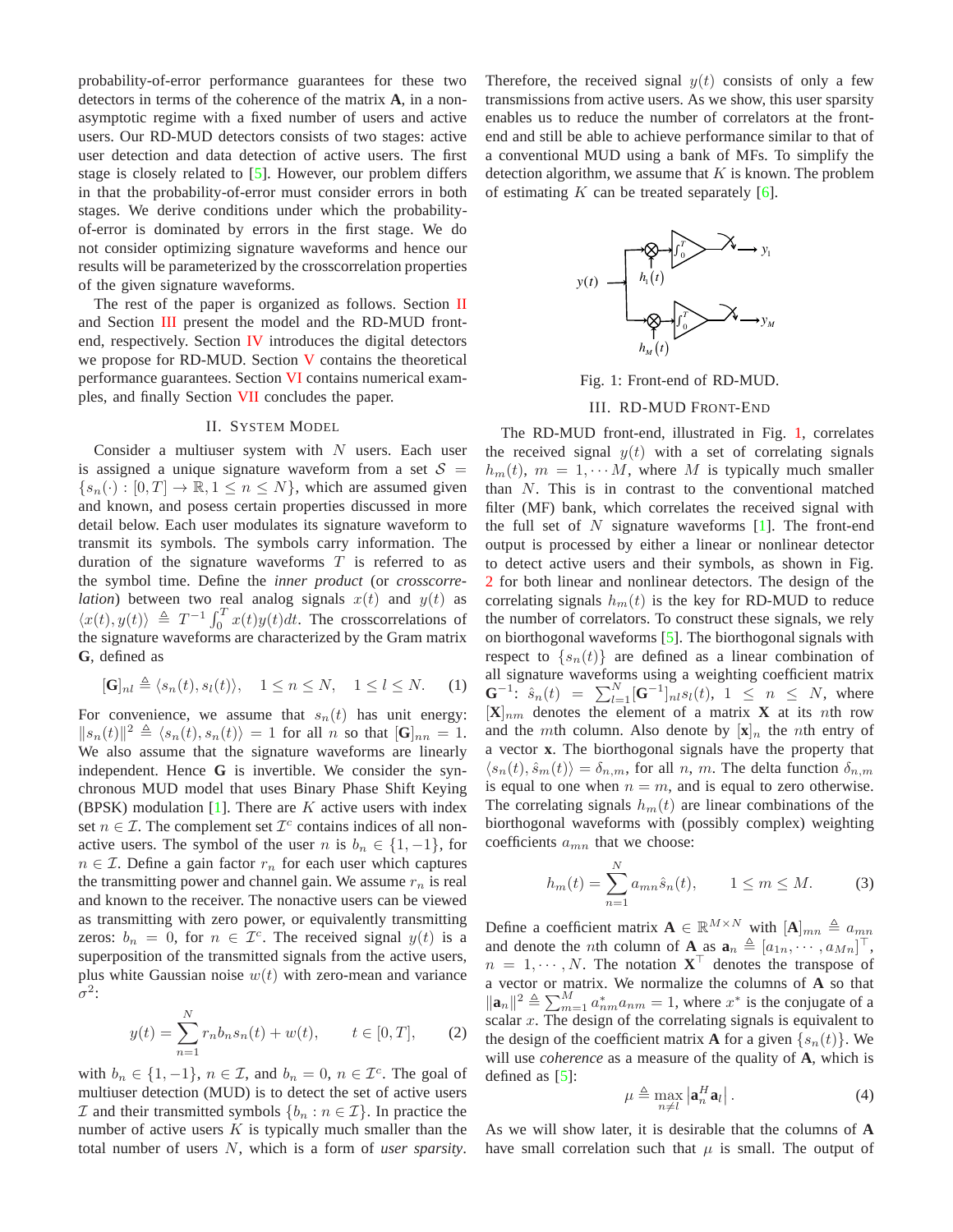probability-of-error performance guarantees for these two detectors in terms of the coherence of the matrix $\mathbf{A}$, in a non-asymptotic regime with a fixed number of users and active users. Our RD-MUD detectors consists of two stages: active user detection and data detection of active users. The first stage is closely related to [5]. However, our problem differs in that the probability-of-error must consider errors in both stages. We derive conditions under which the probability-of-error is dominated by errors in the first stage. We do not consider optimizing signature waveforms and hence our results will be parameterized by the crosscorrelation properties of the given signature waveforms.

The rest of the paper is organized as follows. Section II and Section III present the model and the RD-MUD front-end, respectively. Section IV introduces the digital detectors we propose for RD-MUD. Section V contains the theoretical performance guarantees. Section VI contains numerical examples, and finally Section VII concludes the paper.

## II. System Model

Consider a multiuser system with $N$ users. Each user is assigned a unique signature waveform from a set $\mathcal{S} = \{s_n(\cdot) : [0,T] \rightarrow \mathbb{R}, 1 \leq n \leq N\}$, which are assumed given and known, and posess certain properties discussed in more detail below. Each user modulates its signature waveform to transmit its symbols. The symbols carry information. The duration of the signature waveforms $T$ is referred to as the symbol time. Define the *inner product* (or *crosscorrelation*) between two real analog signals $x(t)$ and $y(t)$ as $\langle x(t), y(t)\rangle \triangleq T^{-1}\int_0^T x(t)y(t)dt$. The crosscorrelations of the signature waveforms are characterized by the Gram matrix $\mathbf{G}$, defined as

$$[\mathbf{G}]_{nl} \triangleq \langle s_n(t), s_l(t)\rangle, \quad 1 \leq n \leq N, \quad 1 \leq l \leq N. \tag{1}$$

For convenience, we assume that $s_n(t)$ has unit energy: $\|s_n(t)\|^2 \triangleq \langle s_n(t), s_n(t)\rangle = 1$ for all $n$ so that $[\mathbf{G}]_{nn} = 1$. We also assume that the signature waveforms are linearly independent. Hence $\mathbf{G}$ is invertible. We consider the synchronous MUD model that uses Binary Phase Shift Keying (BPSK) modulation [1]. There are $K$ active users with index set $n \in \mathcal{I}$. The complement set $\mathcal{I}^c$ contains indices of all non-active users. The symbol of the user $n$ is $b_n \in \{1, -1\}$, for $n \in \mathcal{I}$. Define a gain factor $r_n$ for each user which captures the transmitting power and channel gain. We assume $r_n$ is real and known to the receiver. The nonactive users can be viewed as transmitting with zero power, or equivalently transmitting zeros: $b_n = 0$, for $n \in \mathcal{I}^c$. The received signal $y(t)$ is a superposition of the transmitted signals from the active users, plus white Gaussian noise $w(t)$ with zero-mean and variance $\sigma^2$:

$$y(t) = \sum_{n=1}^{N} r_n b_n s_n(t) + w(t), \qquad t \in [0, T], \tag{2}$$

with $b_n \in \{1, -1\}$, $n \in \mathcal{I}$, and $b_n = 0$, $n \in \mathcal{I}^c$. The goal of multiuser detection (MUD) is to detect the set of active users $\mathcal{I}$ and their transmitted symbols $\{b_n : n \in \mathcal{I}\}$. In practice the number of active users $K$ is typically much smaller than the total number of users $N$, which is a form of *user sparsity*. Therefore, the received signal $y(t)$ consists of only a few transmissions from active users. As we show, this user sparsity enables us to reduce the number of correlators at the front-end and still be able to achieve performance similar to that of a conventional MUD using a bank of MFs. To simplify the detection algorithm, we assume that $K$ is known. The problem of estimating $K$ can be treated separately [6].

Fig. 1: Front-end of RD-MUD.

## III. RD-MUD Front-End

The RD-MUD front-end, illustrated in Fig. 1, correlates the received signal $y(t)$ with a set of correlating signals $h_m(t)$, $m = 1, \cdots M$, where $M$ is typically much smaller than $N$. This is in contrast to the conventional matched filter (MF) bank, which correlates the received signal with the full set of $N$ signature waveforms [1]. The front-end output is processed by either a linear or nonlinear detector to detect active users and their symbols, as shown in Fig. 2 for both linear and nonlinear detectors. The design of the correlating signals $h_m(t)$ is the key for RD-MUD to reduce the number of correlators. To construct these signals, we rely on biorthogonal waveforms [5]. The biorthogonal signals with respect to $\{s_n(t)\}$ are defined as a linear combination of all signature waveforms using a weighting coefficient matrix $\mathbf{G}^{-1}$: $\hat{s}_n(t) = \sum_{l=1}^{N}[\mathbf{G}^{-1}]_{nl}s_l(t)$, $1 \leq n \leq N$, where $[\mathbf{X}]_{nm}$ denotes the element of a matrix $\mathbf{X}$ at its $n$th row and the $m$th column. Also denote by $[\mathbf{x}]_n$ the $n$th entry of a vector $\mathbf{x}$. The biorthogonal signals have the property that $\langle s_n(t), \hat{s}_m(t)\rangle = \delta_{n,m}$, for all $n$, $m$. The delta function $\delta_{n,m}$ is equal to one when $n = m$, and is equal to zero otherwise. The correlating signals $h_m(t)$ are linear combinations of the biorthogonal waveforms with (possibly complex) weighting coefficients $a_{mn}$ that we choose:

$$h_m(t) = \sum_{n=1}^{N} a_{mn}\hat{s}_n(t), \qquad 1 \leq m \leq M. \tag{3}$$

Define a coefficient matrix $\mathbf{A} \in \mathbb{R}^{M\times N}$ with $[\mathbf{A}]_{mn} \triangleq a_{mn}$ and denote the $n$th column of $\mathbf{A}$ as $\mathbf{a}_n \triangleq [a_{1n}, \cdots, a_{Mn}]^\top$, $n = 1, \cdots, N$. The notation $\mathbf{X}^\top$ denotes the transpose of a vector or matrix. We normalize the columns of $\mathbf{A}$ so that $\|\mathbf{a}_n\|^2 \triangleq \sum_{m=1}^{M} a_{nm}^* a_{nm} = 1$, where $x^*$ is the conjugate of a scalar $x$. The design of the correlating signals is equivalent to the design of the coefficient matrix $\mathbf{A}$ for a given $\{s_n(t)\}$. We will use *coherence* as a measure of the quality of $\mathbf{A}$, which is defined as [5]:

$$\mu \triangleq \max_{n \neq l} \left|\mathbf{a}_n^H \mathbf{a}_l\right|. \tag{4}$$

As we will show later, it is desirable that the columns of $\mathbf{A}$ have small correlation such that $\mu$ is small. The output of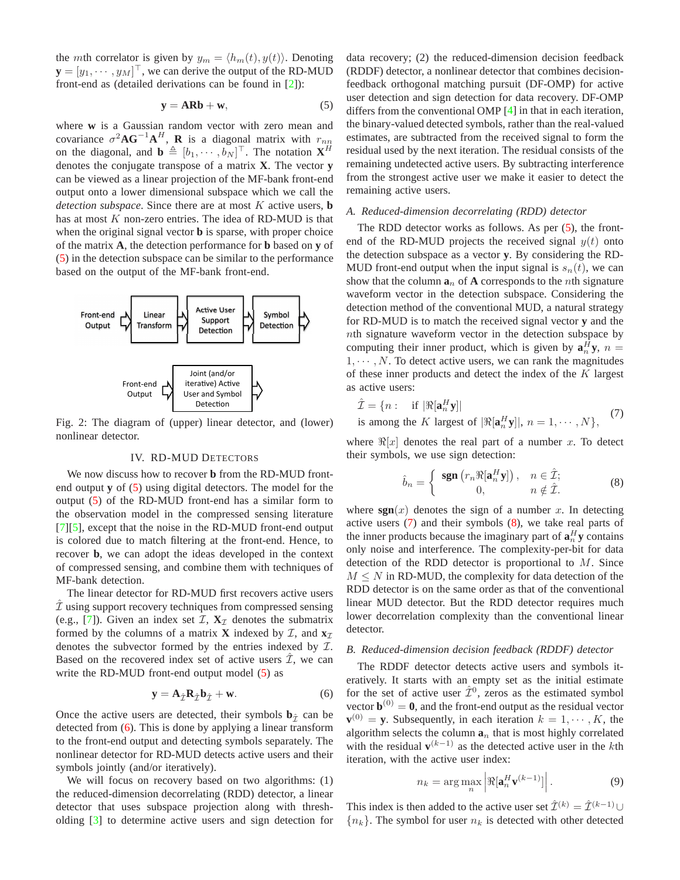the $m$th correlator is given by $y_m = \langle h_m(t), y(t)\rangle$. Denoting $\mathbf{y} = [y_1, \cdots, y_M]^\top$, we can derive the output of the RD-MUD front-end as (detailed derivations can be found in [2]):

$$\mathbf{y} = \mathbf{ARb} + \mathbf{w}, \tag{5}$$

where $\mathbf{w}$ is a Gaussian random vector with zero mean and covariance $\sigma^2 \mathbf{A}\mathbf{G}^{-1}\mathbf{A}^H$, $\mathbf{R}$ is a diagonal matrix with $r_{nn}$ on the diagonal, and $\mathbf{b} \triangleq [b_1, \cdots, b_N]^\top$. The notation $\mathbf{X}^H$ denotes the conjugate transpose of a matrix $\mathbf{X}$. The vector $\mathbf{y}$ can be viewed as a linear projection of the MF-bank front-end output onto a lower dimensional subspace which we call the *detection subspace*. Since there are at most $K$ active users, $\mathbf{b}$ has at most $K$ non-zero entries. The idea of RD-MUD is that when the original signal vector $\mathbf{b}$ is sparse, with proper choice of the matrix $\mathbf{A}$, the detection performance for $\mathbf{b}$ based on $\mathbf{y}$ of (5) in the detection subspace can be similar to the performance based on the output of the MF-bank front-end.

Front-end Output → Linear Transform → Active User Support Detection → Symbol Detection →

Front-end Output → Joint (and/or iterative) Active User and Symbol Detection →

Fig. 2: The diagram of (upper) linear detector, and (lower) nonlinear detector.

## IV. RD-MUD Detectors

We now discuss how to recover $\mathbf{b}$ from the RD-MUD front-end output $\mathbf{y}$ of (5) using digital detectors. The model for the output (5) of the RD-MUD front-end has a similar form to the observation model in the compressed sensing literature [7][5], except that the noise in the RD-MUD front-end output is colored due to match filtering at the front-end. Hence, to recover $\mathbf{b}$, we can adopt the ideas developed in the context of compressed sensing, and combine them with techniques of MF-bank detection.

The linear detector for RD-MUD first recovers active users $\hat{\mathcal{I}}$ using support recovery techniques from compressed sensing (e.g., [7]). Given an index set $\mathcal{I}$, $\mathbf{X}_\mathcal{I}$ denotes the submatrix formed by the columns of a matrix $\mathbf{X}$ indexed by $\mathcal{I}$, and $\mathbf{x}_\mathcal{I}$ denotes the subvector formed by the entries indexed by $\mathcal{I}$. Based on the recovered index set of active users $\hat{\mathcal{I}}$, we can write the RD-MUD front-end output model (5) as

$$\mathbf{y} = \mathbf{A}_{\hat{\mathcal{I}}}\mathbf{R}_{\hat{\mathcal{I}}}\mathbf{b}_{\hat{\mathcal{I}}} + \mathbf{w}. \tag{6}$$

Once the active users are detected, their symbols $\mathbf{b}_{\hat{\mathcal{I}}}$ can be detected from (6). This is done by applying a linear transform to the front-end output and detecting symbols separately. The nonlinear detector for RD-MUD detects active users and their symbols jointly (and/or iteratively).

We will focus on recovery based on two algorithms: (1) the reduced-dimension decorrelating (RDD) detector, a linear detector that uses subspace projection along with thresholding [3] to determine active users and sign detection for data recovery; (2) the reduced-dimension decision feedback (RDDF) detector, a nonlinear detector that combines decision-feedback orthogonal matching pursuit (DF-OMP) for active user detection and sign detection for data recovery. DF-OMP differs from the conventional OMP [4] in that in each iteration, the binary-valued detected symbols, rather than the real-valued estimates, are subtracted from the received signal to form the residual used by the next iteration. The residual consists of the remaining undetected active users. By subtracting interference from the strongest active user we make it easier to detect the remaining active users.

### A. Reduced-dimension decorrelating (RDD) detector

The RDD detector works as follows. As per (5), the front-end of the RD-MUD projects the received signal $y(t)$ onto the detection subspace as a vector $\mathbf{y}$. By considering the RD-MUD front-end output when the input signal is $s_n(t)$, we can show that the column $\mathbf{a}_n$ of $\mathbf{A}$ corresponds to the $n$th signature waveform vector in the detection subspace. Considering the detection method of the conventional MUD, a natural strategy for RD-MUD is to match the received signal vector $\mathbf{y}$ and the $n$th signature waveform vector in the detection subspace by computing their inner product, which is given by $\mathbf{a}_n^H\mathbf{y}$, $n = 1, \cdots, N$. To detect active users, we can rank the magnitudes of these inner products and detect the index of the $K$ largest as active users:

$$\begin{aligned}\hat{\mathcal{I}} = \{n : \quad &\text{if } |\Re[\mathbf{a}_n^H\mathbf{y}]| \\ &\text{is among the } K \text{ largest of } |\Re[\mathbf{a}_n^H\mathbf{y}]|, \ n = 1, \cdots, N\},\end{aligned} \tag{7}$$

where $\Re[x]$ denotes the real part of a number $x$. To detect their symbols, we use sign detection:

$$\hat{b}_n = \begin{cases} \mathbf{sgn}\left(r_n\Re[\mathbf{a}_n^H\mathbf{y}]\right), & n \in \hat{\mathcal{I}}; \\ 0, & n \notin \hat{\mathcal{I}}. \end{cases} \tag{8}$$

where $\mathbf{sgn}(x)$ denotes the sign of a number $x$. In detecting active users (7) and their symbols (8), we take real parts of the inner products because the imaginary part of $\mathbf{a}_n^H\mathbf{y}$ contains only noise and interference. The complexity-per-bit for data detection of the RDD detector is proportional to $M$. Since $M \le N$ in RD-MUD, the complexity for data detection of the RDD detector is on the same order as that of the conventional linear MUD detector. But the RDD detector requires much lower decorrelation complexity than the conventional linear detector.

### B. Reduced-dimension decision feedback (RDDF) detector

The RDDF detector detects active users and symbols iteratively. It starts with an empty set as the initial estimate for the set of active user $\hat{\mathcal{I}}^0$, zeros as the estimated symbol vector $\mathbf{b}^{(0)} = \mathbf{0}$, and the front-end output as the residual vector $\mathbf{v}^{(0)} = \mathbf{y}$. Subsequently, in each iteration $k = 1, \cdots, K$, the algorithm selects the column $\mathbf{a}_n$ that is most highly correlated with the residual $\mathbf{v}^{(k-1)}$ as the detected active user in the $k$th iteration, with the active user index:

$$n_k = \arg\max_n \left|\Re[\mathbf{a}_n^H\mathbf{v}^{(k-1)}]\right|. \tag{9}$$

This index is then added to the active user set $\hat{\mathcal{I}}^{(k)} = \hat{\mathcal{I}}^{(k-1)} \cup \{n_k\}$. The symbol for user $n_k$ is detected with other detected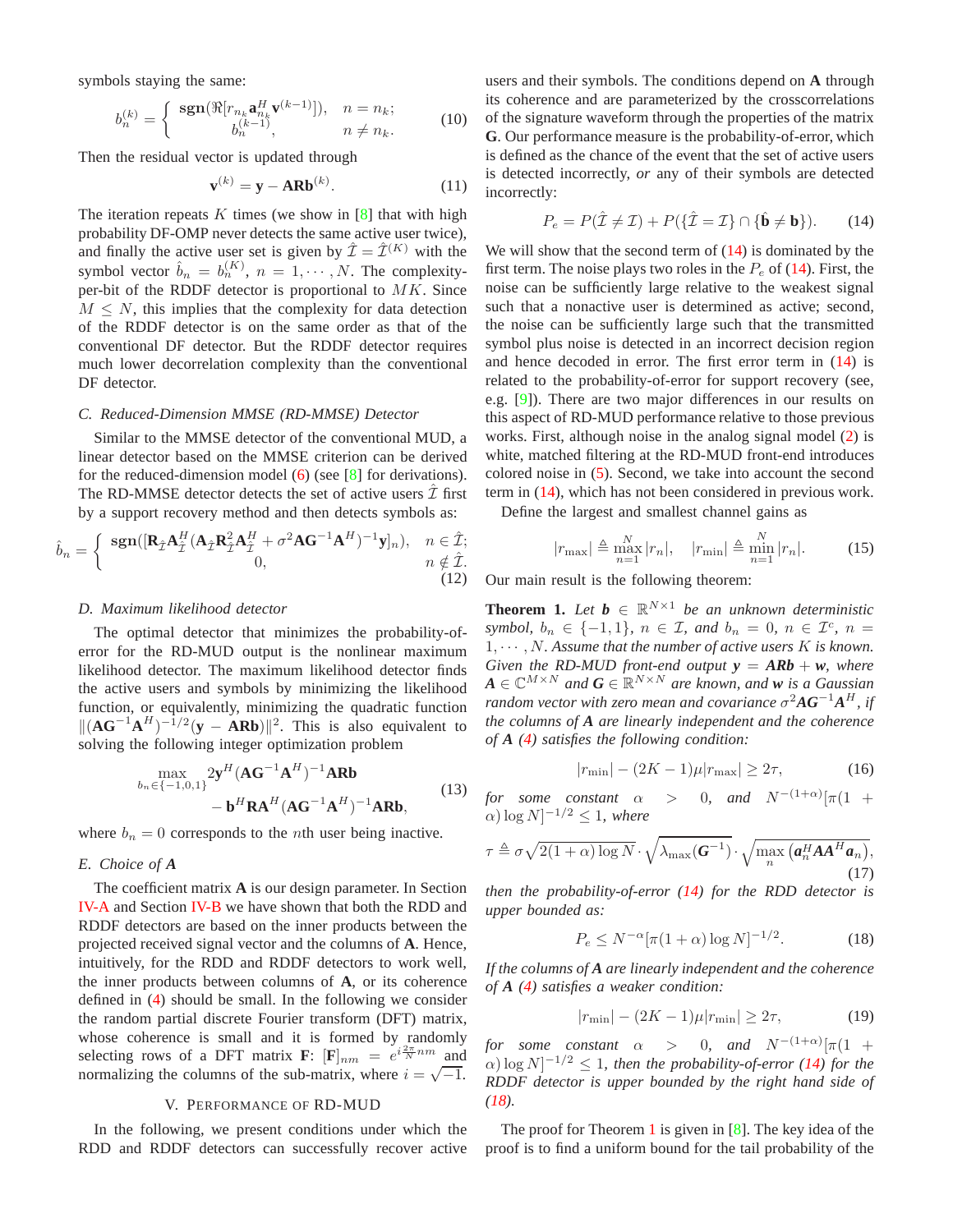symbols staying the same:

$$b_n^{(k)} = \begin{cases} \mathbf{sgn}(\Re[r_{n_k}\mathbf{a}_{n_k}^H \mathbf{v}^{(k-1)}]), & n = n_k; \\ b_n^{(k-1)}, & n \neq n_k. \end{cases} \tag{10}$$

Then the residual vector is updated through

$$\mathbf{v}^{(k)} = \mathbf{y} - \mathbf{ARb}^{(k)}. \tag{11}$$

The iteration repeats $K$ times (we show in [8] that with high probability DF-OMP never detects the same active user twice), and finally the active user set is given by $\hat{\mathcal{I}} = \hat{\mathcal{I}}^{(K)}$ with the symbol vector $\hat{b}_n = b_n^{(K)}$, $n = 1, \cdots, N$. The complexity-per-bit of the RDDF detector is proportional to $MK$. Since $M \leq N$, this implies that the complexity for data detection of the RDDF detector is on the same order as that of the conventional DF detector. But the RDDF detector requires much lower decorrelation complexity than the conventional DF detector.

### C. Reduced-Dimension MMSE (RD-MMSE) Detector

Similar to the MMSE detector of the conventional MUD, a linear detector based on the MMSE criterion can be derived for the reduced-dimension model (6) (see [8] for derivations). The RD-MMSE detector detects the set of active users $\hat{\mathcal{I}}$ first by a support recovery method and then detects symbols as:

$$\hat{b}_n = \begin{cases} \mathbf{sgn}([\mathbf{R}_{\hat{\mathcal{I}}}\mathbf{A}_{\hat{\mathcal{I}}}^H(\mathbf{A}_{\hat{\mathcal{I}}}\mathbf{R}_{\hat{\mathcal{I}}}^2\mathbf{A}_{\hat{\mathcal{I}}}^H + \sigma^2\mathbf{AG}^{-1}\mathbf{A}^H)^{-1}\mathbf{y}]_n), & n \in \hat{\mathcal{I}}; \\ 0, & n \notin \hat{\mathcal{I}}. \end{cases} \tag{12}$$

### D. Maximum likelihood detector

The optimal detector that minimizes the probability-of-error for the RD-MUD output is the nonlinear maximum likelihood detector. The maximum likelihood detector finds the active users and symbols by minimizing the likelihood function, or equivalently, minimizing the quadratic function $\|(\mathbf{AG}^{-1}\mathbf{A}^H)^{-1/2}(\mathbf{y} - \mathbf{ARb})\|^2$. This is also equivalent to solving the following integer optimization problem

$$\begin{aligned} \max_{b_n \in \{-1,0,1\}} \; & 2\mathbf{y}^H(\mathbf{AG}^{-1}\mathbf{A}^H)^{-1}\mathbf{ARb} \\ & - \mathbf{b}^H\mathbf{RA}^H(\mathbf{AG}^{-1}\mathbf{A}^H)^{-1}\mathbf{ARb}, \end{aligned} \tag{13}$$

where $b_n = 0$ corresponds to the $n$th user being inactive.

### E. Choice of $\mathbf{A}$

The coefficient matrix $\mathbf{A}$ is our design parameter. In Section IV-A and Section IV-B we have shown that both the RDD and RDDF detectors are based on the inner products between the projected received signal vector and the columns of $\mathbf{A}$. Hence, intuitively, for the RDD and RDDF detectors to work well, the inner products between columns of $\mathbf{A}$, or its coherence defined in (4) should be small. In the following we consider the random partial discrete Fourier transform (DFT) matrix, whose coherence is small and it is formed by randomly selecting rows of a DFT matrix $\mathbf{F}$: $[\mathbf{F}]_{nm} = e^{i\frac{2\pi}{N}nm}$ and normalizing the columns of the sub-matrix, where $i = \sqrt{-1}$.

## V. Performance of RD-MUD

In the following, we present conditions under which the RDD and RDDF detectors can successfully recover active users and their symbols. The conditions depend on $\mathbf{A}$ through its coherence and are parameterized by the crosscorrelations of the signature waveform through the properties of the matrix $\mathbf{G}$. Our performance measure is the probability-of-error, which is defined as the chance of the event that the set of active users is detected incorrectly, *or* any of their symbols are detected incorrectly:

$$P_e = P(\hat{\mathcal{I}} \neq \mathcal{I}) + P(\{\hat{\mathcal{I}} = \mathcal{I}\} \cap \{\hat{\mathbf{b}} \neq \mathbf{b}\}). \tag{14}$$

We will show that the second term of (14) is dominated by the first term. The noise plays two roles in the $P_e$ of (14). First, the noise can be sufficiently large relative to the weakest signal such that a nonactive user is determined as active; second, the noise can be sufficiently large such that the transmitted symbol plus noise is detected in an incorrect decision region and hence decoded in error. The first error term in (14) is related to the probability-of-error for support recovery (see, e.g. [9]). There are two major differences in our results on this aspect of RD-MUD performance relative to those previous works. First, although noise in the analog signal model (2) is white, matched filtering at the RD-MUD front-end introduces colored noise in (5). Second, we take into account the second term in (14), which has not been considered in previous work.

Define the largest and smallest channel gains as

$$|r_{\max}| \triangleq \max_{n=1}^{N} |r_n|, \quad |r_{\min}| \triangleq \min_{n=1}^{N} |r_n|. \tag{15}$$

Our main result is the following theorem:

**Theorem 1.** *Let $\boldsymbol{b} \in \mathbb{R}^{N\times 1}$ be an unknown deterministic symbol, $b_n \in \{-1, 1\}$, $n \in \mathcal{I}$, and $b_n = 0$, $n \in \mathcal{I}^c$, $n = 1, \cdots, N$. Assume that the number of active users $K$ is known. Given the RD-MUD front-end output $\boldsymbol{y} = \boldsymbol{ARb} + \boldsymbol{w}$, where $\boldsymbol{A} \in \mathbb{C}^{M\times N}$ and $\boldsymbol{G} \in \mathbb{R}^{N\times N}$ are known, and $\boldsymbol{w}$ is a Gaussian random vector with zero mean and covariance $\sigma^2\boldsymbol{AG}^{-1}\boldsymbol{A}^H$, if the columns of $\boldsymbol{A}$ are linearly independent and the coherence of $\boldsymbol{A}$ (4) satisfies the following condition:*

$$|r_{\min}| - (2K-1)\mu|r_{\max}| \geq 2\tau, \tag{16}$$

*for some constant $\alpha > 0$, and $N^{-(1+\alpha)}[\pi(1+\alpha)\log N]^{-1/2} \leq 1$, where*

$$\tau \triangleq \sigma\sqrt{2(1+\alpha)\log N} \cdot \sqrt{\lambda_{\max}(\boldsymbol{G}^{-1})} \cdot \sqrt{\max_n \left(\boldsymbol{a}_n^H\boldsymbol{A}\boldsymbol{A}^H\boldsymbol{a}_n\right)}, \tag{17}$$

*then the probability-of-error (14) for the RDD detector is upper bounded as:*

$$P_e \leq N^{-\alpha}[\pi(1+\alpha)\log N]^{-1/2}. \tag{18}$$

*If the columns of $\boldsymbol{A}$ are linearly independent and the coherence of $\boldsymbol{A}$ (4) satisfies a weaker condition:*

$$|r_{\min}| - (2K-1)\mu|r_{\min}| \geq 2\tau, \tag{19}$$

*for some constant $\alpha > 0$, and $N^{-(1+\alpha)}[\pi(1+\alpha)\log N]^{-1/2} \leq 1$, then the probability-of-error (14) for the RDDF detector is upper bounded by the right hand side of (18).*

The proof for Theorem 1 is given in [8]. The key idea of the proof is to find a uniform bound for the tail probability of the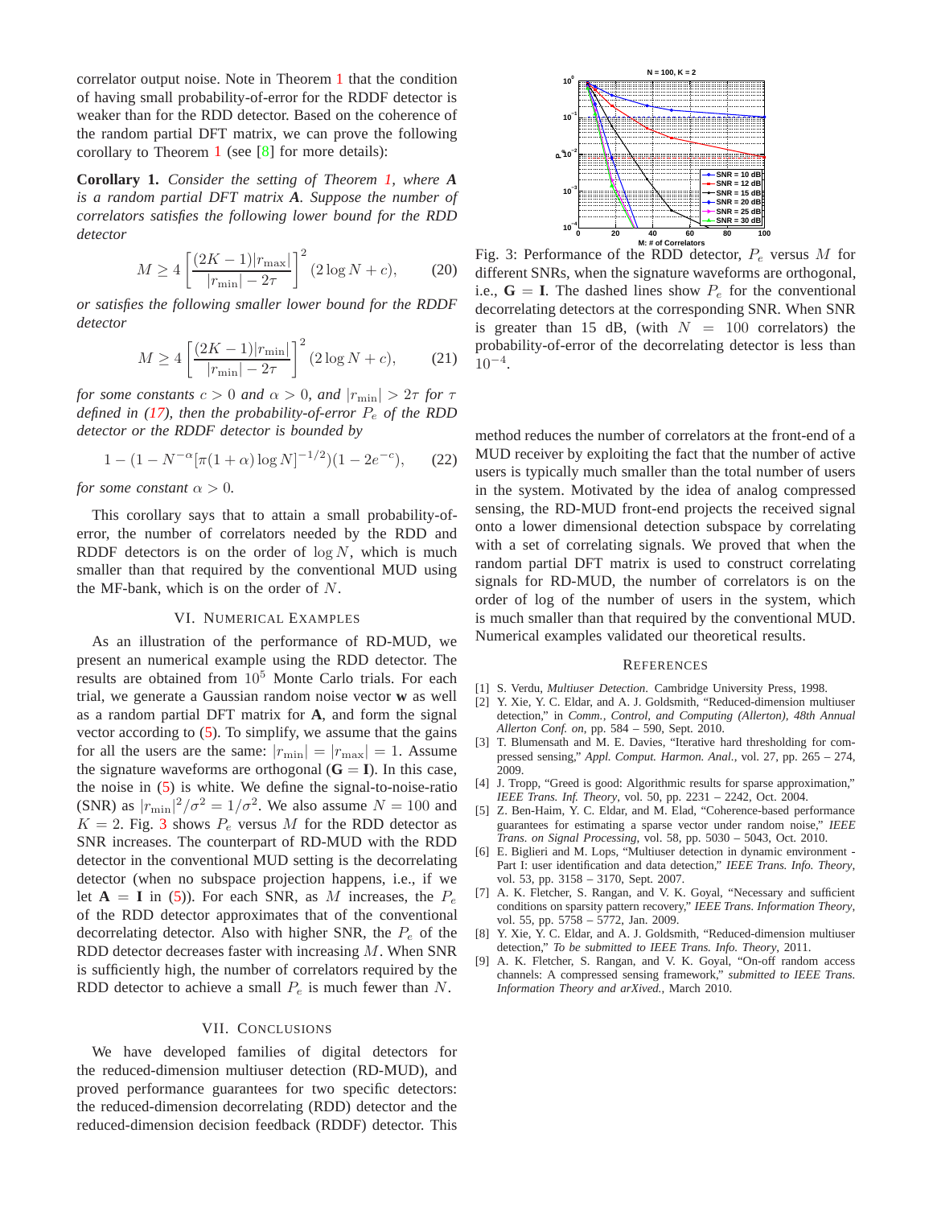correlator output noise. Note in Theorem 1 that the condition of having small probability-of-error for the RDDF detector is weaker than for the RDD detector. Based on the coherence of the random partial DFT matrix, we can prove the following corollary to Theorem 1 (see [8] for more details):

**Corollary 1.** *Consider the setting of Theorem 1, where* $\boldsymbol{A}$ *is a random partial DFT matrix* $\boldsymbol{A}$*. Suppose the number of correlators satisfies the following lower bound for the RDD detector*

$$M \geq 4\left[\frac{(2K-1)|r_{\max}|}{|r_{\min}| - 2\tau}\right]^2 (2\log N + c), \qquad (20)$$

*or satisfies the following smaller lower bound for the RDDF detector*

$$M \geq 4\left[\frac{(2K-1)|r_{\min}|}{|r_{\min}| - 2\tau}\right]^2 (2\log N + c), \qquad (21)$$

*for some constants* $c > 0$ *and* $\alpha > 0$*, and* $|r_{\min}| > 2\tau$ *for* $\tau$ *defined in (17), then the probability-of-error* $P_e$ *of the RDD detector or the RDDF detector is bounded by*

$$1 - (1 - N^{-\alpha}[\pi(1+\alpha)\log N]^{-1/2})(1 - 2e^{-c}), \qquad (22)$$

*for some constant* $\alpha > 0$.

This corollary says that to attain a small probability-of-error, the number of correlators needed by the RDD and RDDF detectors is on the order of $\log N$, which is much smaller than that required by the conventional MUD using the MF-bank, which is on the order of $N$.

## VI. Numerical Examples

As an illustration of the performance of RD-MUD, we present an numerical example using the RDD detector. The results are obtained from $10^5$ Monte Carlo trials. For each trial, we generate a Gaussian random noise vector $\mathbf{w}$ as well as a random partial DFT matrix for $\mathbf{A}$, and form the signal vector according to (5). To simplify, we assume that the gains for all the users are the same: $|r_{\min}| = |r_{\max}| = 1$. Assume the signature waveforms are orthogonal ($\mathbf{G} = \mathbf{I}$). In this case, the noise in (5) is white. We define the signal-to-noise-ratio (SNR) as $|r_{\min}|^2/\sigma^2 = 1/\sigma^2$. We also assume $N = 100$ and $K = 2$. Fig. 3 shows $P_e$ versus $M$ for the RDD detector as SNR increases. The counterpart of RD-MUD with the RDD detector in the conventional MUD setting is the decorrelating detector (when no subspace projection happens, i.e., if we let $\mathbf{A} = \mathbf{I}$ in (5)). For each SNR, as $M$ increases, the $P_e$ of the RDD detector approximates that of the conventional decorrelating detector. Also with higher SNR, the $P_e$ of the RDD detector decreases faster with increasing $M$. When SNR is sufficiently high, the number of correlators required by the RDD detector to achieve a small $P_e$ is much fewer than $N$.

N = 100, K = 2

SNR = 10 dB
SNR = 12 dB
SNR = 15 dB
SNR = 20 dB
SNR = 25 dB
SNR = 30 dB

M: # of Correlators

Fig. 3: Performance of the RDD detector, $P_e$ versus $M$ for different SNRs, when the signature waveforms are orthogonal, i.e., $\mathbf{G} = \mathbf{I}$. The dashed lines show $P_e$ for the conventional decorrelating detectors at the corresponding SNR. When SNR is greater than 15 dB, (with $N = 100$ correlators) the probability-of-error of the decorrelating detector is less than $10^{-4}$.

## VII. Conclusions

We have developed families of digital detectors for the reduced-dimension multiuser detection (RD-MUD), and proved performance guarantees for two specific detectors: the reduced-dimension decorrelating (RDD) detector and the reduced-dimension decision feedback (RDDF) detector. This method reduces the number of correlators at the front-end of a MUD receiver by exploiting the fact that the number of active users is typically much smaller than the total number of users in the system. Motivated by the idea of analog compressed sensing, the RD-MUD front-end projects the received signal onto a lower dimensional detection subspace by correlating with a set of correlating signals. We proved that when the random partial DFT matrix is used to construct correlating signals for RD-MUD, the number of correlators is on the order of log of the number of users in the system, which is much smaller than that required by the conventional MUD. Numerical examples validated our theoretical results.

## References

[1] S. Verdu, *Multiuser Detection*. Cambridge University Press, 1998.

[2] Y. Xie, Y. C. Eldar, and A. J. Goldsmith, "Reduced-dimension multiuser detection," in *Comm., Control, and Computing (Allerton), 48th Annual Allerton Conf. on*, pp. 584 – 590, Sept. 2010.

[3] T. Blumensath and M. E. Davies, "Iterative hard thresholding for compressed sensing," *Appl. Comput. Harmon. Anal.*, vol. 27, pp. 265 – 274, 2009.

[4] J. Tropp, "Greed is good: Algorithmic results for sparse approximation," *IEEE Trans. Inf. Theory*, vol. 50, pp. 2231 – 2242, Oct. 2004.

[5] Z. Ben-Haim, Y. C. Eldar, and M. Elad, "Coherence-based performance guarantees for estimating a sparse vector under random noise," *IEEE Trans. on Signal Processing*, vol. 58, pp. 5030 – 5043, Oct. 2010.

[6] E. Biglieri and M. Lops, "Multiuser detection in dynamic environment - Part I: user identification and data detection," *IEEE Trans. Info. Theory*, vol. 53, pp. 3158 – 3170, Sept. 2007.

[7] A. K. Fletcher, S. Rangan, and V. K. Goyal, "Necessary and sufficient conditions on sparsity pattern recovery," *IEEE Trans. Information Theory*, vol. 55, pp. 5758 – 5772, Jan. 2009.

[8] Y. Xie, Y. C. Eldar, and A. J. Goldsmith, "Reduced-dimension multiuser detection," *To be submitted to IEEE Trans. Info. Theory*, 2011.

[9] A. K. Fletcher, S. Rangan, and V. K. Goyal, "On-off random access channels: A compressed sensing framework," *submitted to IEEE Trans. Information Theory and arXived.*, March 2010.